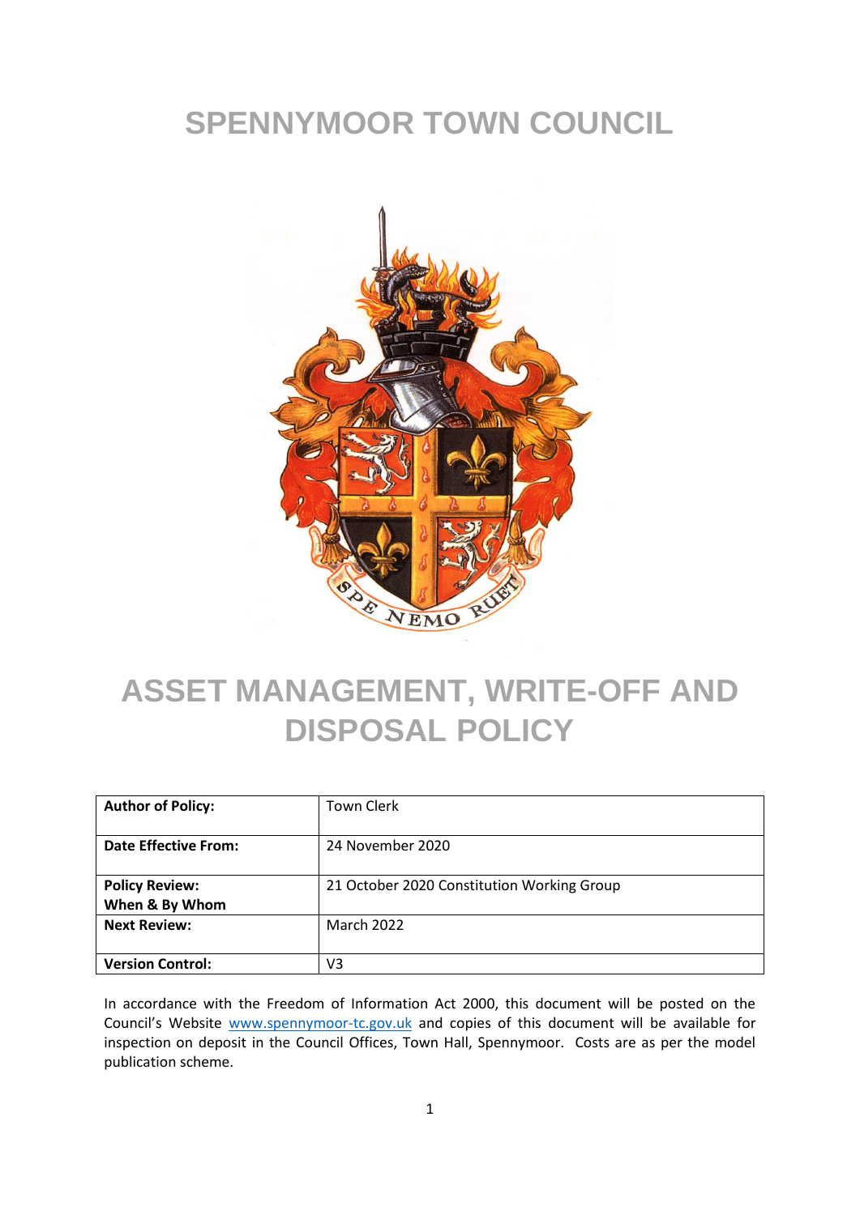# SPENNYMOOR TOWN COUNCIL

# ASSET MANAGEMENT, WRITE-OFF AND DISPOSAL POLICY

| **Author of Policy:** | Town Clerk |
|---|---|
| **Date Effective From:** | 24 November 2020 |
| **Policy Review: When & By Whom** | 21 October 2020 Constitution Working Group |
| **Next Review:** | March 2022 |
| **Version Control:** | V3 |

In accordance with the Freedom of Information Act 2000, this document will be posted on the Council's Website www.spennymoor-tc.gov.uk and copies of this document will be available for inspection on deposit in the Council Offices, Town Hall, Spennymoor. Costs are as per the model publication scheme.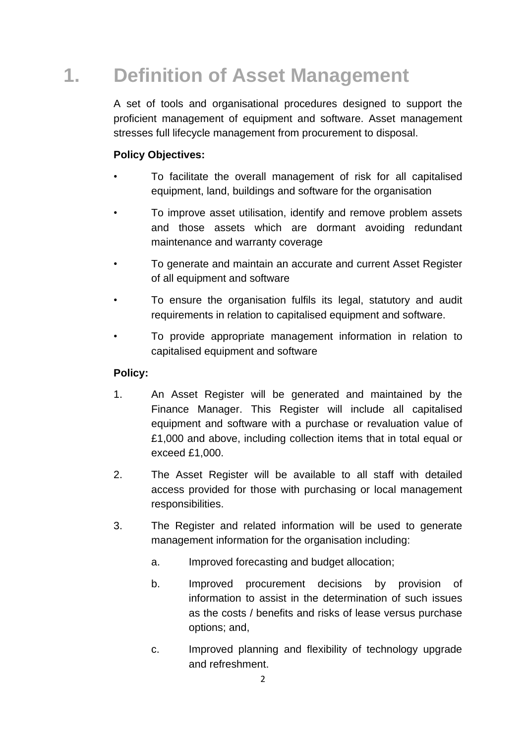# 1. Definition of Asset Management

A set of tools and organisational procedures designed to support the proficient management of equipment and software. Asset management stresses full lifecycle management from procurement to disposal.

**Policy Objectives:**

- To facilitate the overall management of risk for all capitalised equipment, land, buildings and software for the organisation
- To improve asset utilisation, identify and remove problem assets and those assets which are dormant avoiding redundant maintenance and warranty coverage
- To generate and maintain an accurate and current Asset Register of all equipment and software
- To ensure the organisation fulfils its legal, statutory and audit requirements in relation to capitalised equipment and software.
- To provide appropriate management information in relation to capitalised equipment and software

**Policy:**

1. An Asset Register will be generated and maintained by the Finance Manager. This Register will include all capitalised equipment and software with a purchase or revaluation value of £1,000 and above, including collection items that in total equal or exceed £1,000.
2. The Asset Register will be available to all staff with detailed access provided for those with purchasing or local management responsibilities.
3. The Register and related information will be used to generate management information for the organisation including:
    a. Improved forecasting and budget allocation;
    b. Improved procurement decisions by provision of information to assist in the determination of such issues as the costs / benefits and risks of lease versus purchase options; and,
    c. Improved planning and flexibility of technology upgrade and refreshment.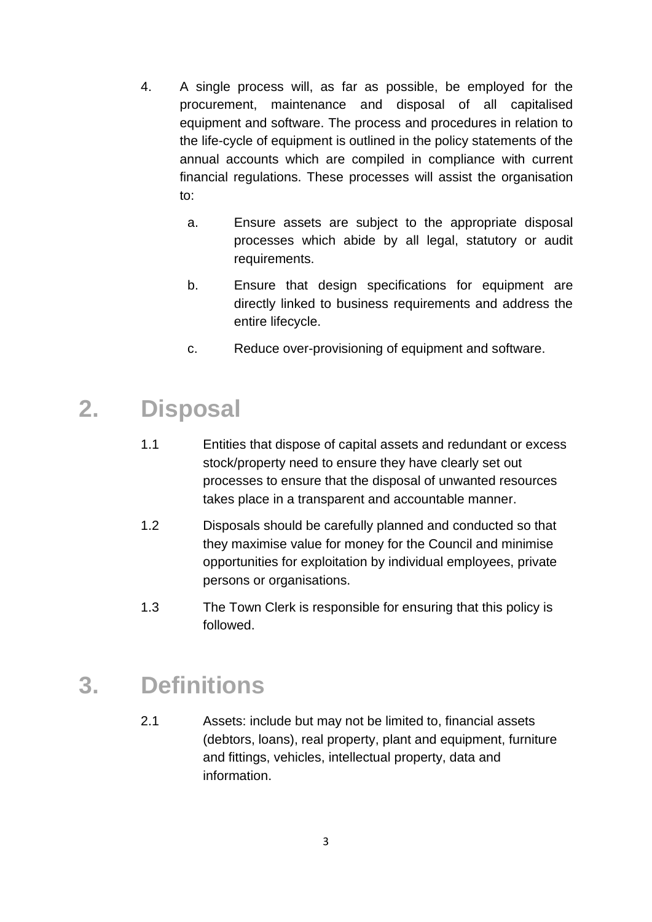4. A single process will, as far as possible, be employed for the procurement, maintenance and disposal of all capitalised equipment and software. The process and procedures in relation to the life-cycle of equipment is outlined in the policy statements of the annual accounts which are compiled in compliance with current financial regulations. These processes will assist the organisation to:

   a. Ensure assets are subject to the appropriate disposal processes which abide by all legal, statutory or audit requirements.

   b. Ensure that design specifications for equipment are directly linked to business requirements and address the entire lifecycle.

   c. Reduce over-provisioning of equipment and software.

# 2. Disposal

1.1 Entities that dispose of capital assets and redundant or excess stock/property need to ensure they have clearly set out processes to ensure that the disposal of unwanted resources takes place in a transparent and accountable manner.

1.2 Disposals should be carefully planned and conducted so that they maximise value for money for the Council and minimise opportunities for exploitation by individual employees, private persons or organisations.

1.3 The Town Clerk is responsible for ensuring that this policy is followed.

# 3. Definitions

2.1 Assets: include but may not be limited to, financial assets (debtors, loans), real property, plant and equipment, furniture and fittings, vehicles, intellectual property, data and information.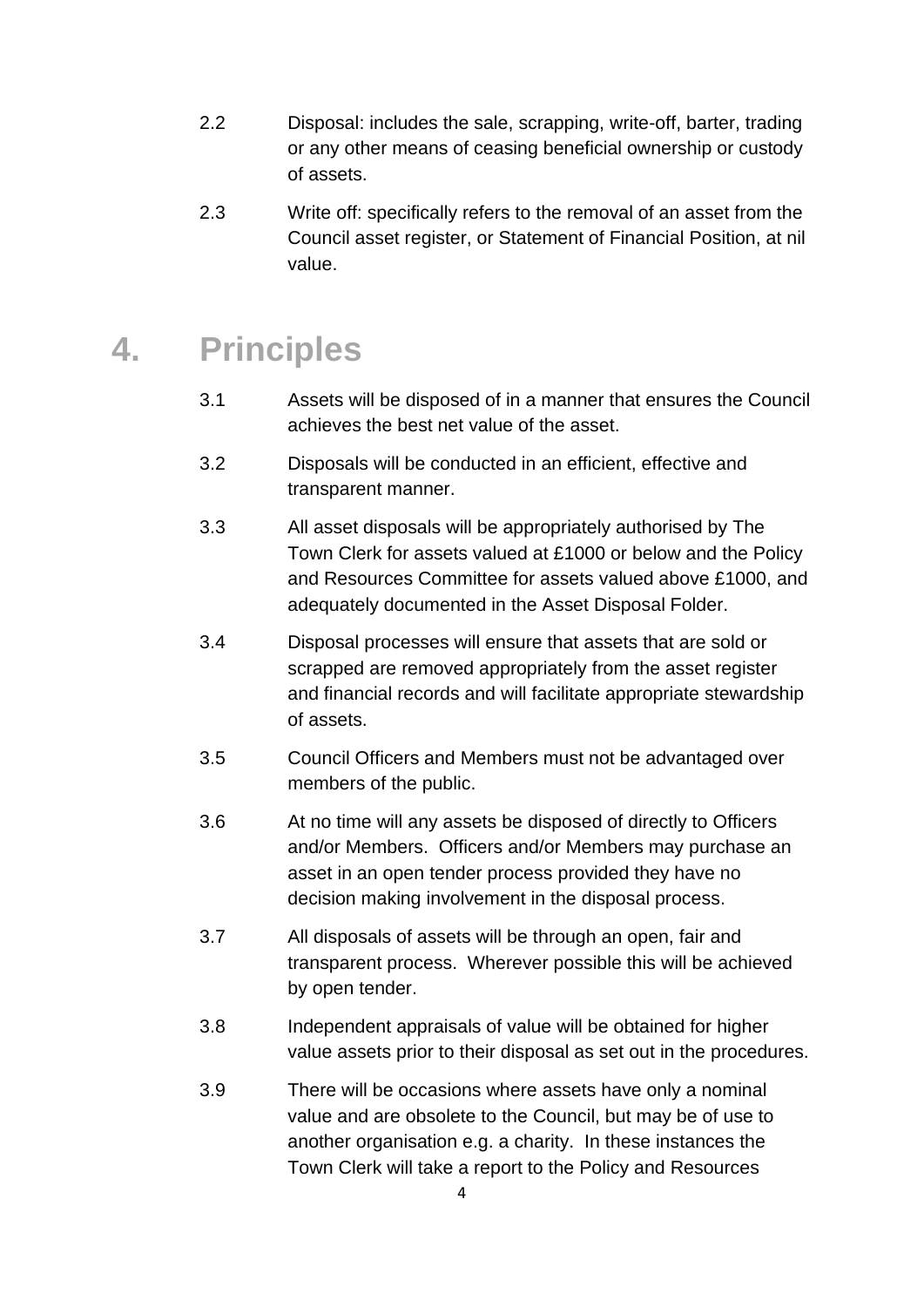2.2 Disposal: includes the sale, scrapping, write-off, barter, trading or any other means of ceasing beneficial ownership or custody of assets.

2.3 Write off: specifically refers to the removal of an asset from the Council asset register, or Statement of Financial Position, at nil value.

# 4. Principles

3.1 Assets will be disposed of in a manner that ensures the Council achieves the best net value of the asset.

3.2 Disposals will be conducted in an efficient, effective and transparent manner.

3.3 All asset disposals will be appropriately authorised by The Town Clerk for assets valued at £1000 or below and the Policy and Resources Committee for assets valued above £1000, and adequately documented in the Asset Disposal Folder.

3.4 Disposal processes will ensure that assets that are sold or scrapped are removed appropriately from the asset register and financial records and will facilitate appropriate stewardship of assets.

3.5 Council Officers and Members must not be advantaged over members of the public.

3.6 At no time will any assets be disposed of directly to Officers and/or Members. Officers and/or Members may purchase an asset in an open tender process provided they have no decision making involvement in the disposal process.

3.7 All disposals of assets will be through an open, fair and transparent process. Wherever possible this will be achieved by open tender.

3.8 Independent appraisals of value will be obtained for higher value assets prior to their disposal as set out in the procedures.

3.9 There will be occasions where assets have only a nominal value and are obsolete to the Council, but may be of use to another organisation e.g. a charity. In these instances the Town Clerk will take a report to the Policy and Resources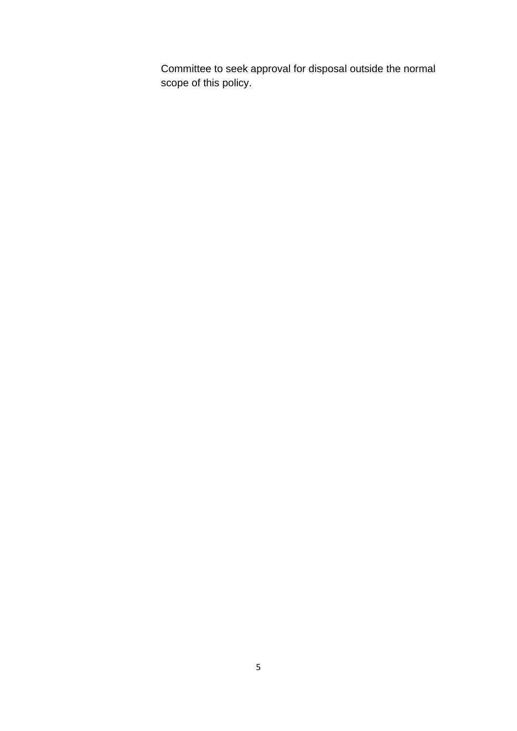Committee to seek approval for disposal outside the normal scope of this policy.